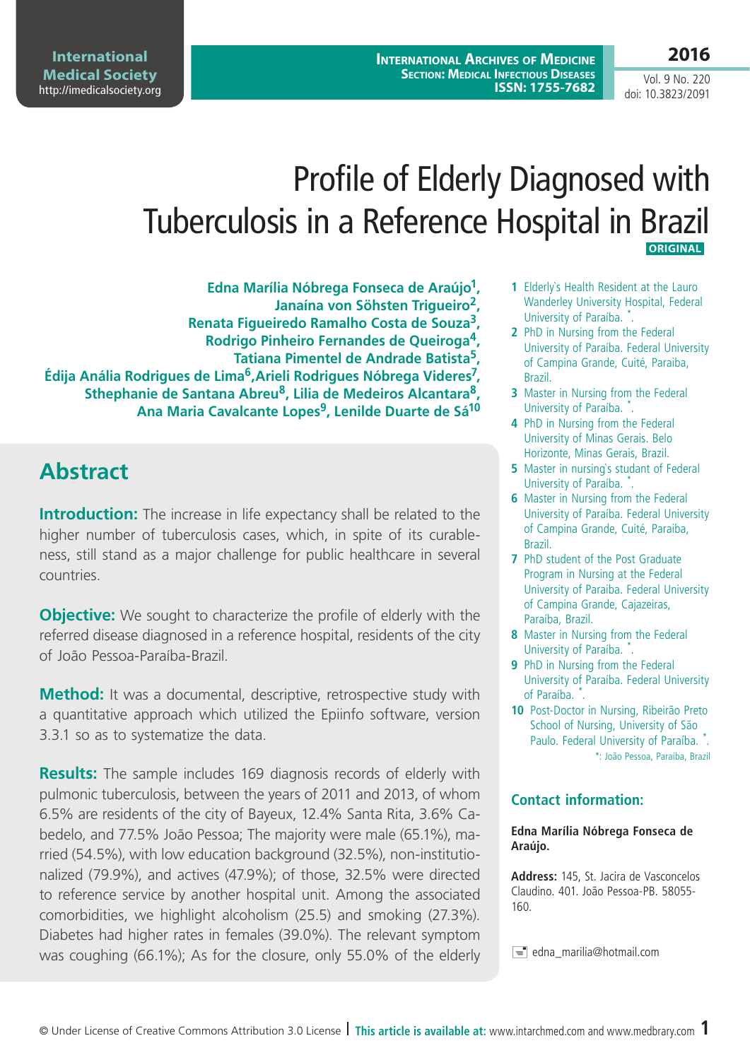# Profile of Elderly Diagnosed with Tuberculosis in a Reference Hospital in Brazil

**ORIGINAL**

**Edna Marília Nóbrega Fonseca de Araújo[1], Janaína von Söhsten Trigueiro[2], Renata Figueiredo Ramalho Costa de Souza[3], Rodrigo Pinheiro Fernandes de Queiroga[4], Tatiana Pimentel de Andrade Batista[5], Édija Anália Rodrigues de Lima[6], Arieli Rodrigues Nóbrega Videres[7], Sthephanie de Santana Abreu[8], Lilia de Medeiros Alcantara[8], Ana Maria Cavalcante Lopes[9], Lenilde Duarte de Sá[10]**

1. Elderly`s Health Resident at the Lauro Wanderley University Hospital, Federal University of Paraíba. *.
2. PhD in Nursing from the Federal University of Paraíba. Federal University of Campina Grande, Cuité, Paraiba, Brazil.
3. Master in Nursing from the Federal University of Paraíba. *.
4. PhD in Nursing from the Federal University of Minas Gerais. Belo Horizonte, Minas Gerais, Brazil.
5. Master in nursing`s student of Federal University of Paraíba. *.
6. Master in Nursing from the Federal University of Paraíba. Federal University of Campina Grande, Cuité, Paraiba, Brazil.
7. PhD student of the Post Graduate Program in Nursing at the Federal University of Paraiba. Federal University of Campina Grande, Cajazeiras, Paraiba, Brazil.
8. Master in Nursing from the Federal University of Paraíba. *.
9. PhD in Nursing from the Federal University of Paraíba. Federal University of Paraíba. *.
10. Post-Doctor in Nursing, Ribeirão Preto School of Nursing, University of São Paulo. Federal University of Paraíba. *.

*: João Pessoa, Paraíba, Brazil

### Contact information:

**Edna Marília Nóbrega Fonseca de Araújo.**

**Address:** 145, St. Jacira de Vasconcelos Claudino. 401. João Pessoa-PB. 58055-160.

edna_marilia@hotmail.com

## Abstract

**Introduction:** The increase in life expectancy shall be related to the higher number of tuberculosis cases, which, in spite of its curableness, still stand as a major challenge for public healthcare in several countries.

**Objective:** We sought to characterize the profile of elderly with the referred disease diagnosed in a reference hospital, residents of the city of João Pessoa-Paraíba-Brazil.

**Method:** It was a documental, descriptive, retrospective study with a quantitative approach which utilized the Epiinfo software, version 3.3.1 so as to systematize the data.

**Results:** The sample includes 169 diagnosis records of elderly with pulmonic tuberculosis, between the years of 2011 and 2013, of whom 6.5% are residents of the city of Bayeux, 12.4% Santa Rita, 3.6% Cabedelo, and 77.5% João Pessoa; The majority were male (65.1%), married (54.5%), with low education background (32.5%), non-institutionalized (79.9%), and actives (47.9%); of those, 32.5% were directed to reference service by another hospital unit. Among the associated comorbidities, we highlight alcoholism (25.5) and smoking (27.3%). Diabetes had higher rates in females (39.0%). The relevant symptom was coughing (66.1%); As for the closure, only 55.0% of the elderly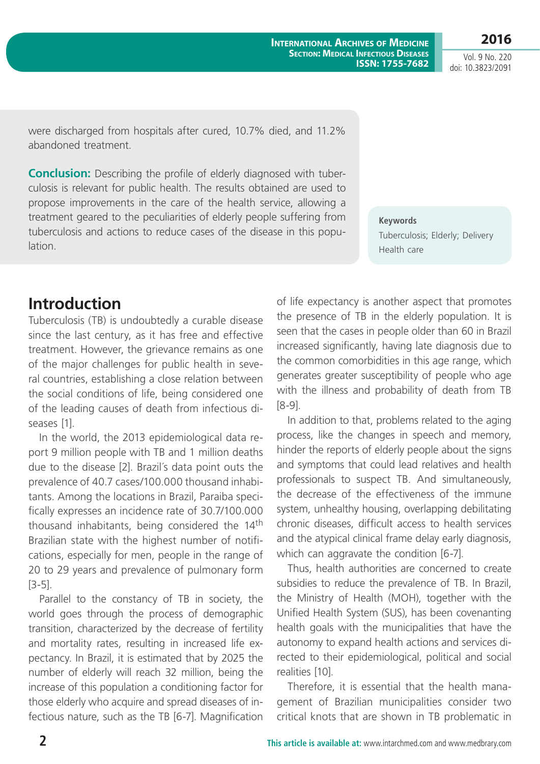were discharged from hospitals after cured, 10.7% died, and 11.2% abandoned treatment.

**Conclusion:** Describing the profile of elderly diagnosed with tuberculosis is relevant for public health. The results obtained are used to propose improvements in the care of the health service, allowing a treatment geared to the peculiarities of elderly people suffering from tuberculosis and actions to reduce cases of the disease in this population.

**Keywords**
Tuberculosis; Elderly; Delivery Health care

## Introduction

Tuberculosis (TB) is undoubtedly a curable disease since the last century, as it has free and effective treatment. However, the grievance remains as one of the major challenges for public health in several countries, establishing a close relation between the social conditions of life, being considered one of the leading causes of death from infectious diseases [1].

In the world, the 2013 epidemiological data report 9 million people with TB and 1 million deaths due to the disease [2]. Brazil´s data point outs the prevalence of 40.7 cases/100.000 thousand inhabitants. Among the locations in Brazil, Paraiba specifically expresses an incidence rate of 30.7/100.000 thousand inhabitants, being considered the 14th Brazilian state with the highest number of notifications, especially for men, people in the range of 20 to 29 years and prevalence of pulmonary form [3-5].

Parallel to the constancy of TB in society, the world goes through the process of demographic transition, characterized by the decrease of fertility and mortality rates, resulting in increased life expectancy. In Brazil, it is estimated that by 2025 the number of elderly will reach 32 million, being the increase of this population a conditioning factor for those elderly who acquire and spread diseases of infectious nature, such as the TB [6-7]. Magnification of life expectancy is another aspect that promotes the presence of TB in the elderly population. It is seen that the cases in people older than 60 in Brazil increased significantly, having late diagnosis due to the common comorbidities in this age range, which generates greater susceptibility of people who age with the illness and probability of death from TB [8-9].

In addition to that, problems related to the aging process, like the changes in speech and memory, hinder the reports of elderly people about the signs and symptoms that could lead relatives and health professionals to suspect TB. And simultaneously, the decrease of the effectiveness of the immune system, unhealthy housing, overlapping debilitating chronic diseases, difficult access to health services and the atypical clinical frame delay early diagnosis, which can aggravate the condition [6-7].

Thus, health authorities are concerned to create subsidies to reduce the prevalence of TB. In Brazil, the Ministry of Health (MOH), together with the Unified Health System (SUS), has been covenanting health goals with the municipalities that have the autonomy to expand health actions and services directed to their epidemiological, political and social realities [10].

Therefore, it is essential that the health management of Brazilian municipalities consider two critical knots that are shown in TB problematic in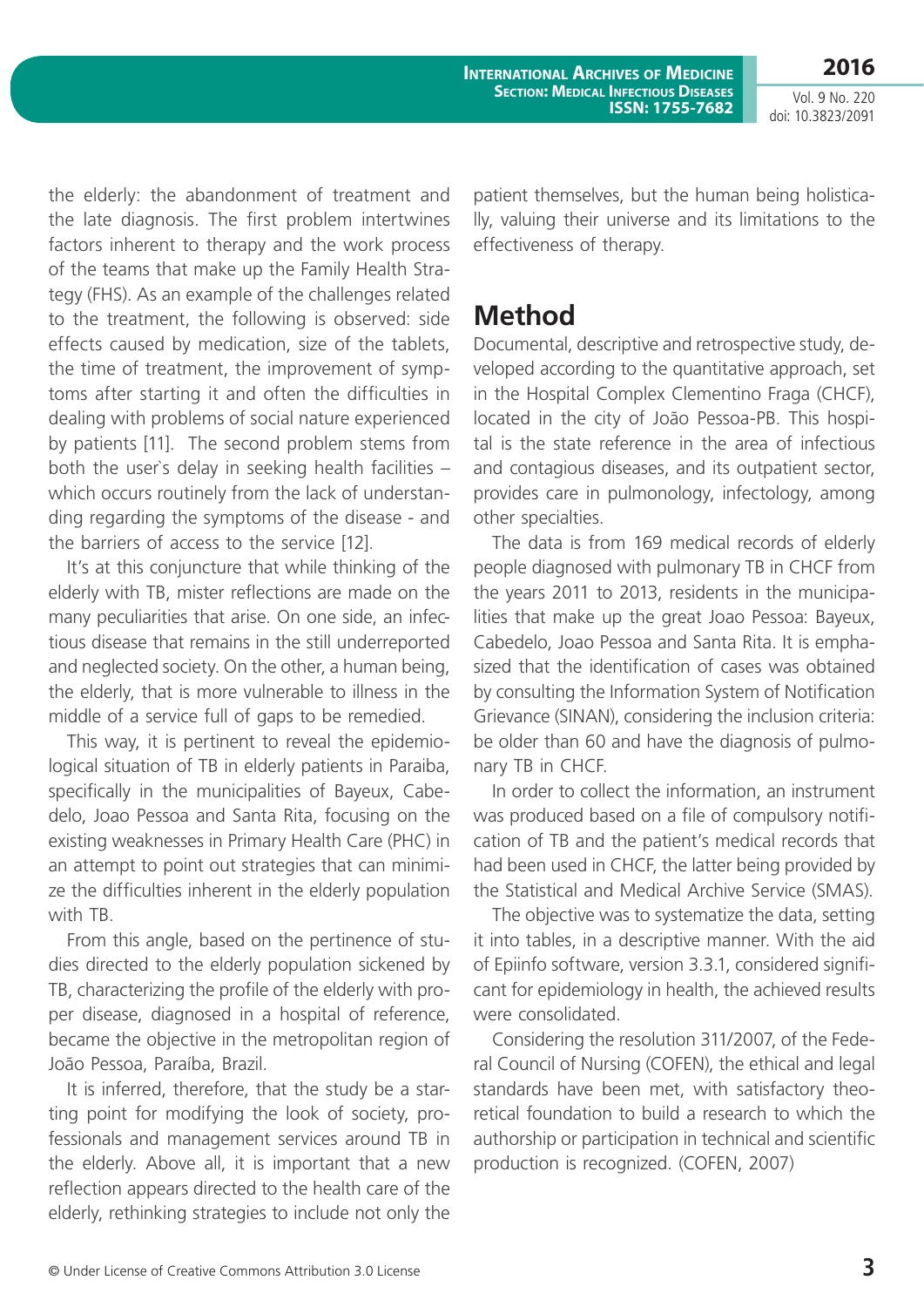the elderly: the abandonment of treatment and the late diagnosis. The first problem intertwines factors inherent to therapy and the work process of the teams that make up the Family Health Strategy (FHS). As an example of the challenges related to the treatment, the following is observed: side effects caused by medication, size of the tablets, the time of treatment, the improvement of symptoms after starting it and often the difficulties in dealing with problems of social nature experienced by patients [11]. The second problem stems from both the user`s delay in seeking health facilities – which occurs routinely from the lack of understanding regarding the symptoms of the disease - and the barriers of access to the service [12].

It's at this conjuncture that while thinking of the elderly with TB, mister reflections are made on the many peculiarities that arise. On one side, an infectious disease that remains in the still underreported and neglected society. On the other, a human being, the elderly, that is more vulnerable to illness in the middle of a service full of gaps to be remedied.

This way, it is pertinent to reveal the epidemiological situation of TB in elderly patients in Paraiba, specifically in the municipalities of Bayeux, Cabedelo, Joao Pessoa and Santa Rita, focusing on the existing weaknesses in Primary Health Care (PHC) in an attempt to point out strategies that can minimize the difficulties inherent in the elderly population with TB.

From this angle, based on the pertinence of studies directed to the elderly population sickened by TB, characterizing the profile of the elderly with proper disease, diagnosed in a hospital of reference, became the objective in the metropolitan region of João Pessoa, Paraíba, Brazil.

It is inferred, therefore, that the study be a starting point for modifying the look of society, professionals and management services around TB in the elderly. Above all, it is important that a new reflection appears directed to the health care of the elderly, rethinking strategies to include not only the patient themselves, but the human being holistically, valuing their universe and its limitations to the effectiveness of therapy.

# Method

Documental, descriptive and retrospective study, developed according to the quantitative approach, set in the Hospital Complex Clementino Fraga (CHCF), located in the city of João Pessoa-PB. This hospital is the state reference in the area of infectious and contagious diseases, and its outpatient sector, provides care in pulmonology, infectology, among other specialties.

The data is from 169 medical records of elderly people diagnosed with pulmonary TB in CHCF from the years 2011 to 2013, residents in the municipalities that make up the great Joao Pessoa: Bayeux, Cabedelo, Joao Pessoa and Santa Rita. It is emphasized that the identification of cases was obtained by consulting the Information System of Notification Grievance (SINAN), considering the inclusion criteria: be older than 60 and have the diagnosis of pulmonary TB in CHCF.

In order to collect the information, an instrument was produced based on a file of compulsory notification of TB and the patient's medical records that had been used in CHCF, the latter being provided by the Statistical and Medical Archive Service (SMAS).

The objective was to systematize the data, setting it into tables, in a descriptive manner. With the aid of Epiinfo software, version 3.3.1, considered significant for epidemiology in health, the achieved results were consolidated.

Considering the resolution 311/2007, of the Federal Council of Nursing (COFEN), the ethical and legal standards have been met, with satisfactory theoretical foundation to build a research to which the authorship or participation in technical and scientific production is recognized. (COFEN, 2007)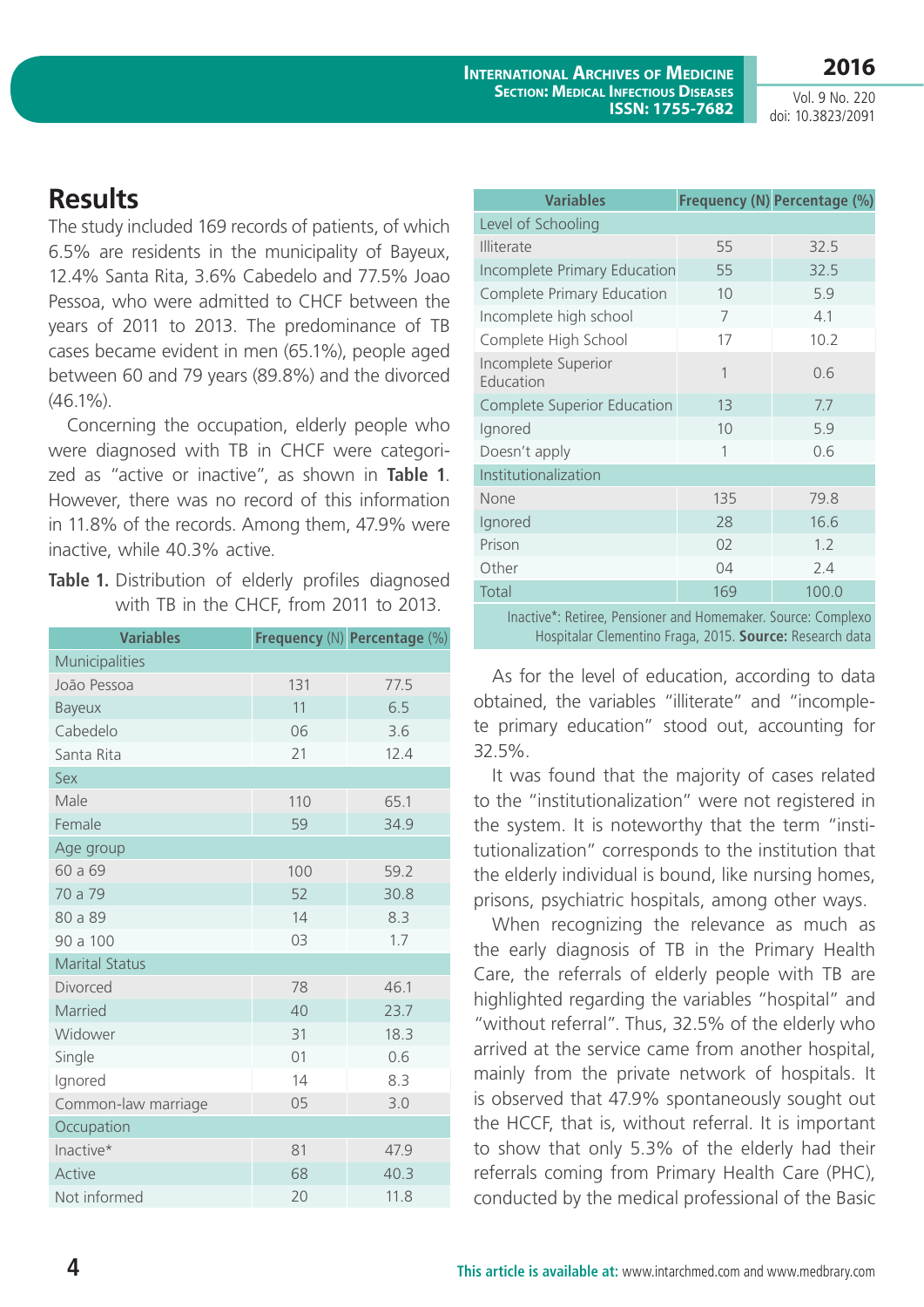## Results

The study included 169 records of patients, of which 6.5% are residents in the municipality of Bayeux, 12.4% Santa Rita, 3.6% Cabedelo and 77.5% Joao Pessoa, who were admitted to CHCF between the years of 2011 to 2013. The predominance of TB cases became evident in men (65.1%), people aged between 60 and 79 years (89.8%) and the divorced (46.1%).

Concerning the occupation, elderly people who were diagnosed with TB in CHCF were categorized as "active or inactive", as shown in **Table 1**. However, there was no record of this information in 11.8% of the records. Among them, 47.9% were inactive, while 40.3% active.

**Table 1.** Distribution of elderly profiles diagnosed with TB in the CHCF, from 2011 to 2013.

| Variables | Frequency (N) | Percentage (%) |
|---|---|---|
| Municipalities | | |
| João Pessoa | 131 | 77.5 |
| Bayeux | 11 | 6.5 |
| Cabedelo | 06 | 3.6 |
| Santa Rita | 21 | 12.4 |
| Sex | | |
| Male | 110 | 65.1 |
| Female | 59 | 34.9 |
| Age group | | |
| 60 a 69 | 100 | 59.2 |
| 70 a 79 | 52 | 30.8 |
| 80 a 89 | 14 | 8.3 |
| 90 a 100 | 03 | 1.7 |
| Marital Status | | |
| Divorced | 78 | 46.1 |
| Married | 40 | 23.7 |
| Widower | 31 | 18.3 |
| Single | 01 | 0.6 |
| Ignored | 14 | 8.3 |
| Common-law marriage | 05 | 3.0 |
| Occupation | | |
| Inactive* | 81 | 47.9 |
| Active | 68 | 40.3 |
| Not informed | 20 | 11.8 |
| Level of Schooling | | |
| Illiterate | 55 | 32.5 |
| Incomplete Primary Education | 55 | 32.5 |
| Complete Primary Education | 10 | 5.9 |
| Incomplete high school | 7 | 4.1 |
| Complete High School | 17 | 10.2 |
| Incomplete Superior Education | 1 | 0.6 |
| Complete Superior Education | 13 | 7.7 |
| Ignored | 10 | 5.9 |
| Doesn't apply | 1 | 0.6 |
| Institutionalization | | |
| None | 135 | 79.8 |
| Ignored | 28 | 16.6 |
| Prison | 02 | 1.2 |
| Other | 04 | 2.4 |
| Total | 169 | 100.0 |

Inactive*: Retiree, Pensioner and Homemaker. Source: Complexo Hospitalar Clementino Fraga, 2015. **Source:** Research data

As for the level of education, according to data obtained, the variables "illiterate" and "incomplete primary education" stood out, accounting for 32.5%.

It was found that the majority of cases related to the "institutionalization" were not registered in the system. It is noteworthy that the term "institutionalization" corresponds to the institution that the elderly individual is bound, like nursing homes, prisons, psychiatric hospitals, among other ways.

When recognizing the relevance as much as the early diagnosis of TB in the Primary Health Care, the referrals of elderly people with TB are highlighted regarding the variables "hospital" and "without referral". Thus, 32.5% of the elderly who arrived at the service came from another hospital, mainly from the private network of hospitals. It is observed that 47.9% spontaneously sought out the HCCF, that is, without referral. It is important to show that only 5.3% of the elderly had their referrals coming from Primary Health Care (PHC), conducted by the medical professional of the Basic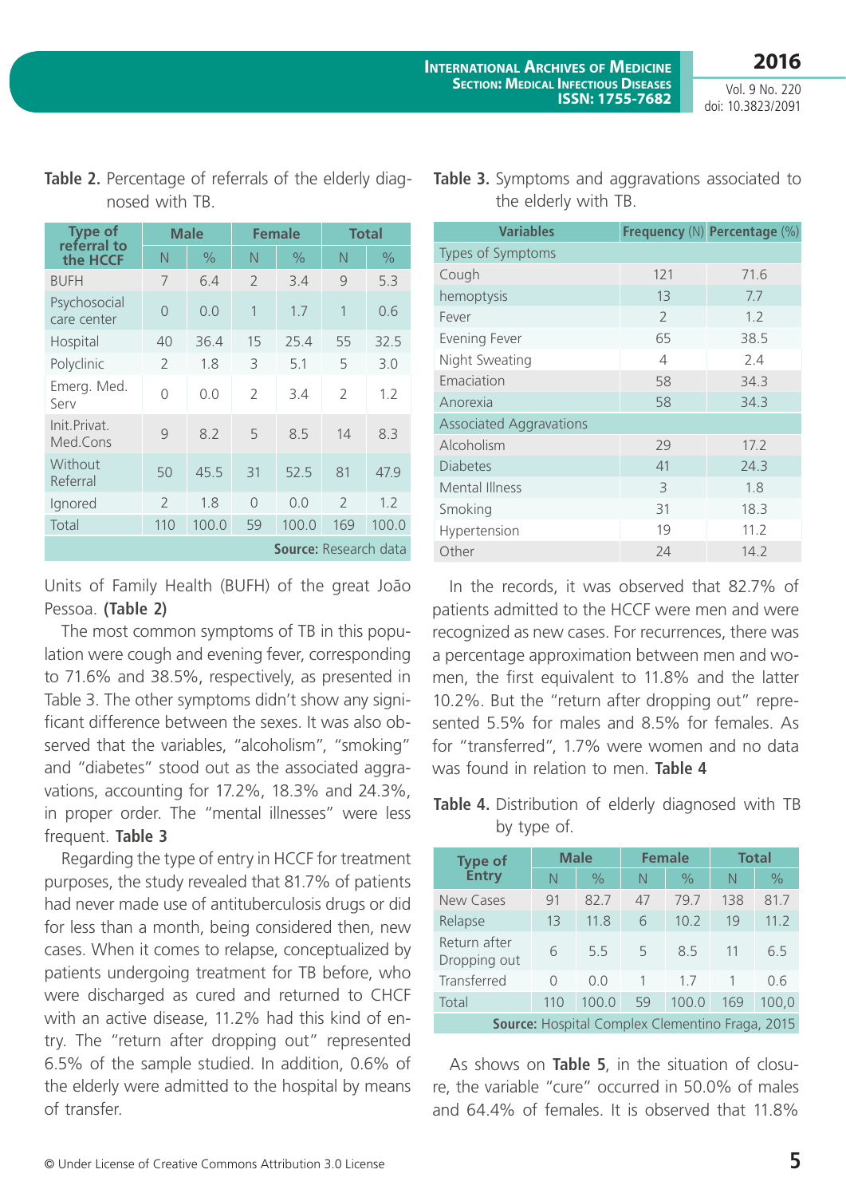**Table 2.** Percentage of referrals of the elderly diagnosed with TB.

| Type of referral to the HCCF | Male | | Female | | Total | |
|---|---|---|---|---|---|---|
| | N | % | N | % | N | % |
| BUFH | 7 | 6.4 | 2 | 3.4 | 9 | 5.3 |
| Psychosocial care center | 0 | 0.0 | 1 | 1.7 | 1 | 0.6 |
| Hospital | 40 | 36.4 | 15 | 25.4 | 55 | 32.5 |
| Polyclinic | 2 | 1.8 | 3 | 5.1 | 5 | 3.0 |
| Emerg. Med. Serv | 0 | 0.0 | 2 | 3.4 | 2 | 1.2 |
| Init.Privat. Med.Cons | 9 | 8.2 | 5 | 8.5 | 14 | 8.3 |
| Without Referral | 50 | 45.5 | 31 | 52.5 | 81 | 47.9 |
| Ignored | 2 | 1.8 | 0 | 0.0 | 2 | 1.2 |
| Total | 110 | 100.0 | 59 | 100.0 | 169 | 100.0 |

**Source:** Research data

Units of Family Health (BUFH) of the great João Pessoa. **(Table 2)**

The most common symptoms of TB in this population were cough and evening fever, corresponding to 71.6% and 38.5%, respectively, as presented in Table 3. The other symptoms didn't show any significant difference between the sexes. It was also observed that the variables, "alcoholism", "smoking" and "diabetes" stood out as the associated aggravations, accounting for 17.2%, 18.3% and 24.3%, in proper order. The "mental illnesses" were less frequent. **Table 3**

Regarding the type of entry in HCCF for treatment purposes, the study revealed that 81.7% of patients had never made use of antituberculosis drugs or did for less than a month, being considered then, new cases. When it comes to relapse, conceptualized by patients undergoing treatment for TB before, who were discharged as cured and returned to CHCF with an active disease, 11.2% had this kind of entry. The "return after dropping out" represented 6.5% of the sample studied. In addition, 0.6% of the elderly were admitted to the hospital by means of transfer.

**Table 3.** Symptoms and aggravations associated to the elderly with TB.

| Variables | Frequency (N) | Percentage (%) |
|---|---|---|
| Types of Symptoms | | |
| Cough | 121 | 71.6 |
| hemoptysis | 13 | 7.7 |
| Fever | 2 | 1.2 |
| Evening Fever | 65 | 38.5 |
| Night Sweating | 4 | 2.4 |
| Emaciation | 58 | 34.3 |
| Anorexia | 58 | 34.3 |
| Associated Aggravations | | |
| Alcoholism | 29 | 17.2 |
| Diabetes | 41 | 24.3 |
| Mental Illness | 3 | 1.8 |
| Smoking | 31 | 18.3 |
| Hypertension | 19 | 11.2 |
| Other | 24 | 14.2 |

In the records, it was observed that 82.7% of patients admitted to the HCCF were men and were recognized as new cases. For recurrences, there was a percentage approximation between men and women, the first equivalent to 11.8% and the latter 10.2%. But the "return after dropping out" represented 5.5% for males and 8.5% for females. As for "transferred", 1.7% were women and no data was found in relation to men. **Table 4**

**Table 4.** Distribution of elderly diagnosed with TB by type of.

| Type of Entry | Male | | Female | | Total | |
|---|---|---|---|---|---|---|
| | N | % | N | % | N | % |
| New Cases | 91 | 82.7 | 47 | 79.7 | 138 | 81.7 |
| Relapse | 13 | 11.8 | 6 | 10.2 | 19 | 11.2 |
| Return after Dropping out | 6 | 5.5 | 5 | 8.5 | 11 | 6.5 |
| Transferred | 0 | 0.0 | 1 | 1.7 | 1 | 0.6 |
| Total | 110 | 100.0 | 59 | 100.0 | 169 | 100,0 |

**Source:** Hospital Complex Clementino Fraga, 2015

As shows on **Table 5**, in the situation of closure, the variable "cure" occurred in 50.0% of males and 64.4% of females. It is observed that 11.8%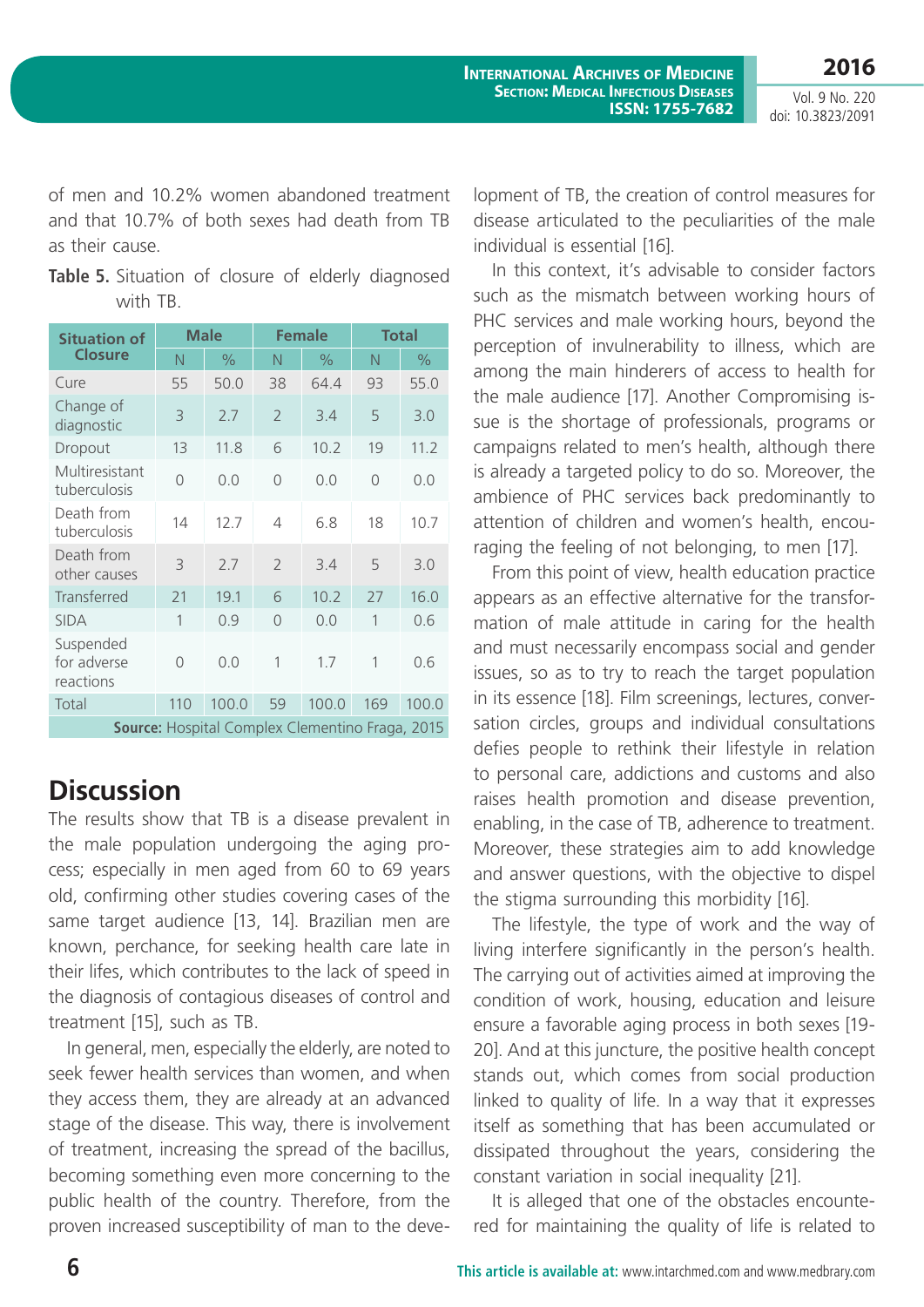of men and 10.2% women abandoned treatment and that 10.7% of both sexes had death from TB as their cause.

**Table 5.** Situation of closure of elderly diagnosed with TB.

| Situation of Closure | Male | | Female | | Total | |
|---|---|---|---|---|---|---|
| | N | % | N | % | N | % |
| Cure | 55 | 50.0 | 38 | 64.4 | 93 | 55.0 |
| Change of diagnostic | 3 | 2.7 | 2 | 3.4 | 5 | 3.0 |
| Dropout | 13 | 11.8 | 6 | 10.2 | 19 | 11.2 |
| Multiresistant tuberculosis | 0 | 0.0 | 0 | 0.0 | 0 | 0.0 |
| Death from tuberculosis | 14 | 12.7 | 4 | 6.8 | 18 | 10.7 |
| Death from other causes | 3 | 2.7 | 2 | 3.4 | 5 | 3.0 |
| Transferred | 21 | 19.1 | 6 | 10.2 | 27 | 16.0 |
| SIDA | 1 | 0.9 | 0 | 0.0 | 1 | 0.6 |
| Suspended for adverse reactions | 0 | 0.0 | 1 | 1.7 | 1 | 0.6 |
| Total | 110 | 100.0 | 59 | 100.0 | 169 | 100.0 |

**Source:** Hospital Complex Clementino Fraga, 2015

## Discussion

The results show that TB is a disease prevalent in the male population undergoing the aging process; especially in men aged from 60 to 69 years old, confirming other studies covering cases of the same target audience [13, 14]. Brazilian men are known, perchance, for seeking health care late in their lifes, which contributes to the lack of speed in the diagnosis of contagious diseases of control and treatment [15], such as TB.

In general, men, especially the elderly, are noted to seek fewer health services than women, and when they access them, they are already at an advanced stage of the disease. This way, there is involvement of treatment, increasing the spread of the bacillus, becoming something even more concerning to the public health of the country. Therefore, from the proven increased susceptibility of man to the development of TB, the creation of control measures for disease articulated to the peculiarities of the male individual is essential [16].

In this context, it's advisable to consider factors such as the mismatch between working hours of PHC services and male working hours, beyond the perception of invulnerability to illness, which are among the main hinderers of access to health for the male audience [17]. Another Compromising issue is the shortage of professionals, programs or campaigns related to men's health, although there is already a targeted policy to do so. Moreover, the ambience of PHC services back predominantly to attention of children and women's health, encouraging the feeling of not belonging, to men [17].

From this point of view, health education practice appears as an effective alternative for the transformation of male attitude in caring for the health and must necessarily encompass social and gender issues, so as to try to reach the target population in its essence [18]. Film screenings, lectures, conversation circles, groups and individual consultations defies people to rethink their lifestyle in relation to personal care, addictions and customs and also raises health promotion and disease prevention, enabling, in the case of TB, adherence to treatment. Moreover, these strategies aim to add knowledge and answer questions, with the objective to dispel the stigma surrounding this morbidity [16].

The lifestyle, the type of work and the way of living interfere significantly in the person's health. The carrying out of activities aimed at improving the condition of work, housing, education and leisure ensure a favorable aging process in both sexes [19-20]. And at this juncture, the positive health concept stands out, which comes from social production linked to quality of life. In a way that it expresses itself as something that has been accumulated or dissipated throughout the years, considering the constant variation in social inequality [21].

It is alleged that one of the obstacles encountered for maintaining the quality of life is related to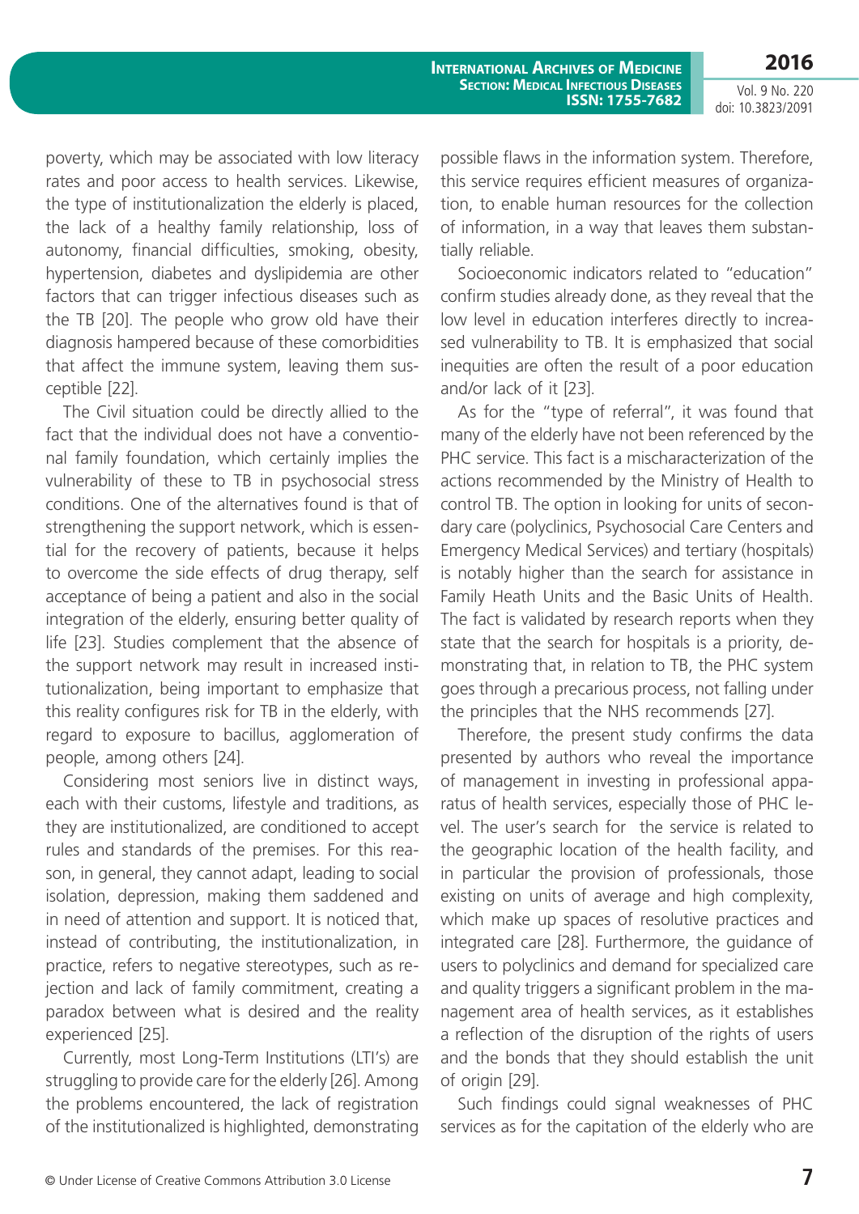poverty, which may be associated with low literacy rates and poor access to health services. Likewise, the type of institutionalization the elderly is placed, the lack of a healthy family relationship, loss of autonomy, financial difficulties, smoking, obesity, hypertension, diabetes and dyslipidemia are other factors that can trigger infectious diseases such as the TB [20]. The people who grow old have their diagnosis hampered because of these comorbidities that affect the immune system, leaving them susceptible [22].

The Civil situation could be directly allied to the fact that the individual does not have a conventional family foundation, which certainly implies the vulnerability of these to TB in psychosocial stress conditions. One of the alternatives found is that of strengthening the support network, which is essential for the recovery of patients, because it helps to overcome the side effects of drug therapy, self acceptance of being a patient and also in the social integration of the elderly, ensuring better quality of life [23]. Studies complement that the absence of the support network may result in increased institutionalization, being important to emphasize that this reality configures risk for TB in the elderly, with regard to exposure to bacillus, agglomeration of people, among others [24].

Considering most seniors live in distinct ways, each with their customs, lifestyle and traditions, as they are institutionalized, are conditioned to accept rules and standards of the premises. For this reason, in general, they cannot adapt, leading to social isolation, depression, making them saddened and in need of attention and support. It is noticed that, instead of contributing, the institutionalization, in practice, refers to negative stereotypes, such as rejection and lack of family commitment, creating a paradox between what is desired and the reality experienced [25].

Currently, most Long-Term Institutions (LTI's) are struggling to provide care for the elderly [26]. Among the problems encountered, the lack of registration of the institutionalized is highlighted, demonstrating possible flaws in the information system. Therefore, this service requires efficient measures of organization, to enable human resources for the collection of information, in a way that leaves them substantially reliable.

Socioeconomic indicators related to "education" confirm studies already done, as they reveal that the low level in education interferes directly to increased vulnerability to TB. It is emphasized that social inequities are often the result of a poor education and/or lack of it [23].

As for the "type of referral", it was found that many of the elderly have not been referenced by the PHC service. This fact is a mischaracterization of the actions recommended by the Ministry of Health to control TB. The option in looking for units of secondary care (polyclinics, Psychosocial Care Centers and Emergency Medical Services) and tertiary (hospitals) is notably higher than the search for assistance in Family Heath Units and the Basic Units of Health. The fact is validated by research reports when they state that the search for hospitals is a priority, demonstrating that, in relation to TB, the PHC system goes through a precarious process, not falling under the principles that the NHS recommends [27].

Therefore, the present study confirms the data presented by authors who reveal the importance of management in investing in professional apparatus of health services, especially those of PHC level. The user's search for the service is related to the geographic location of the health facility, and in particular the provision of professionals, those existing on units of average and high complexity, which make up spaces of resolutive practices and integrated care [28]. Furthermore, the guidance of users to polyclinics and demand for specialized care and quality triggers a significant problem in the management area of health services, as it establishes a reflection of the disruption of the rights of users and the bonds that they should establish the unit of origin [29].

Such findings could signal weaknesses of PHC services as for the capitation of the elderly who are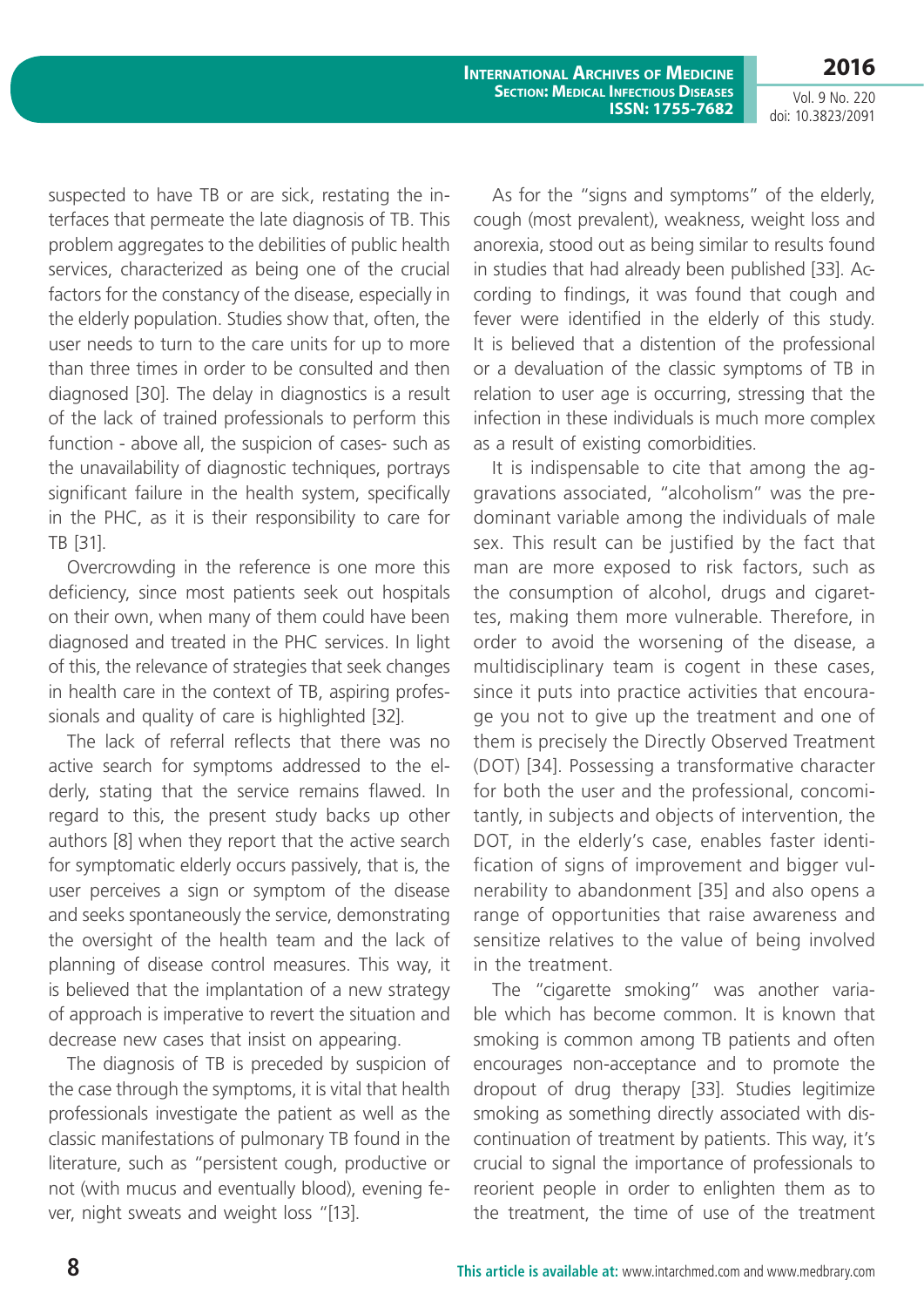suspected to have TB or are sick, restating the interfaces that permeate the late diagnosis of TB. This problem aggregates to the debilities of public health services, characterized as being one of the crucial factors for the constancy of the disease, especially in the elderly population. Studies show that, often, the user needs to turn to the care units for up to more than three times in order to be consulted and then diagnosed [30]. The delay in diagnostics is a result of the lack of trained professionals to perform this function - above all, the suspicion of cases- such as the unavailability of diagnostic techniques, portrays significant failure in the health system, specifically in the PHC, as it is their responsibility to care for TB [31].

Overcrowding in the reference is one more this deficiency, since most patients seek out hospitals on their own, when many of them could have been diagnosed and treated in the PHC services. In light of this, the relevance of strategies that seek changes in health care in the context of TB, aspiring professionals and quality of care is highlighted [32].

The lack of referral reflects that there was no active search for symptoms addressed to the elderly, stating that the service remains flawed. In regard to this, the present study backs up other authors [8] when they report that the active search for symptomatic elderly occurs passively, that is, the user perceives a sign or symptom of the disease and seeks spontaneously the service, demonstrating the oversight of the health team and the lack of planning of disease control measures. This way, it is believed that the implantation of a new strategy of approach is imperative to revert the situation and decrease new cases that insist on appearing.

The diagnosis of TB is preceded by suspicion of the case through the symptoms, it is vital that health professionals investigate the patient as well as the classic manifestations of pulmonary TB found in the literature, such as "persistent cough, productive or not (with mucus and eventually blood), evening fever, night sweats and weight loss "[13].

As for the "signs and symptoms" of the elderly, cough (most prevalent), weakness, weight loss and anorexia, stood out as being similar to results found in studies that had already been published [33]. According to findings, it was found that cough and fever were identified in the elderly of this study. It is believed that a distention of the professional or a devaluation of the classic symptoms of TB in relation to user age is occurring, stressing that the infection in these individuals is much more complex as a result of existing comorbidities.

It is indispensable to cite that among the aggravations associated, "alcoholism" was the predominant variable among the individuals of male sex. This result can be justified by the fact that man are more exposed to risk factors, such as the consumption of alcohol, drugs and cigarettes, making them more vulnerable. Therefore, in order to avoid the worsening of the disease, a multidisciplinary team is cogent in these cases, since it puts into practice activities that encourage you not to give up the treatment and one of them is precisely the Directly Observed Treatment (DOT) [34]. Possessing a transformative character for both the user and the professional, concomitantly, in subjects and objects of intervention, the DOT, in the elderly's case, enables faster identification of signs of improvement and bigger vulnerability to abandonment [35] and also opens a range of opportunities that raise awareness and sensitize relatives to the value of being involved in the treatment.

The "cigarette smoking" was another variable which has become common. It is known that smoking is common among TB patients and often encourages non-acceptance and to promote the dropout of drug therapy [33]. Studies legitimize smoking as something directly associated with discontinuation of treatment by patients. This way, it's crucial to signal the importance of professionals to reorient people in order to enlighten them as to the treatment, the time of use of the treatment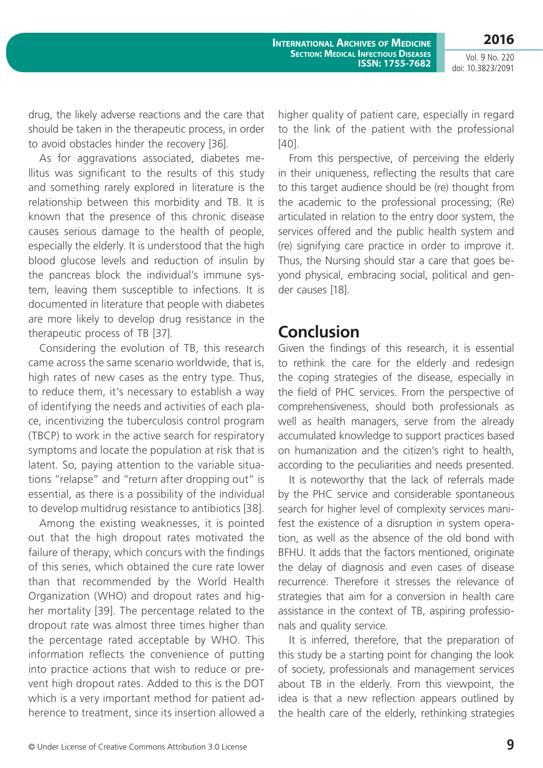drug, the likely adverse reactions and the care that should be taken in the therapeutic process, in order to avoid obstacles hinder the recovery [36].

As for aggravations associated, diabetes mellitus was significant to the results of this study and something rarely explored in literature is the relationship between this morbidity and TB. It is known that the presence of this chronic disease causes serious damage to the health of people, especially the elderly. It is understood that the high blood glucose levels and reduction of insulin by the pancreas block the individual's immune system, leaving them susceptible to infections. It is documented in literature that people with diabetes are more likely to develop drug resistance in the therapeutic process of TB [37].

Considering the evolution of TB, this research came across the same scenario worldwide, that is, high rates of new cases as the entry type. Thus, to reduce them, it's necessary to establish a way of identifying the needs and activities of each place, incentivizing the tuberculosis control program (TBCP) to work in the active search for respiratory symptoms and locate the population at risk that is latent. So, paying attention to the variable situations "relapse" and "return after dropping out" is essential, as there is a possibility of the individual to develop multidrug resistance to antibiotics [38].

Among the existing weaknesses, it is pointed out that the high dropout rates motivated the failure of therapy, which concurs with the findings of this series, which obtained the cure rate lower than that recommended by the World Health Organization (WHO) and dropout rates and higher mortality [39]. The percentage related to the dropout rate was almost three times higher than the percentage rated acceptable by WHO. This information reflects the convenience of putting into practice actions that wish to reduce or prevent high dropout rates. Added to this is the DOT which is a very important method for patient adherence to treatment, since its insertion allowed a higher quality of patient care, especially in regard to the link of the patient with the professional [40].

From this perspective, of perceiving the elderly in their uniqueness, reflecting the results that care to this target audience should be (re) thought from the academic to the professional processing; (Re) articulated in relation to the entry door system, the services offered and the public health system and (re) signifying care practice in order to improve it. Thus, the Nursing should star a care that goes beyond physical, embracing social, political and gender causes [18].

## Conclusion

Given the findings of this research, it is essential to rethink the care for the elderly and redesign the coping strategies of the disease, especially in the field of PHC services. From the perspective of comprehensiveness, should both professionals as well as health managers, serve from the already accumulated knowledge to support practices based on humanization and the citizen's right to health, according to the peculiarities and needs presented.

It is noteworthy that the lack of referrals made by the PHC service and considerable spontaneous search for higher level of complexity services manifest the existence of a disruption in system operation, as well as the absence of the old bond with BFHU. It adds that the factors mentioned, originate the delay of diagnosis and even cases of disease recurrence. Therefore it stresses the relevance of strategies that aim for a conversion in health care assistance in the context of TB, aspiring professionals and quality service.

It is inferred, therefore, that the preparation of this study be a starting point for changing the look of society, professionals and management services about TB in the elderly. From this viewpoint, the idea is that a new reflection appears outlined by the health care of the elderly, rethinking strategies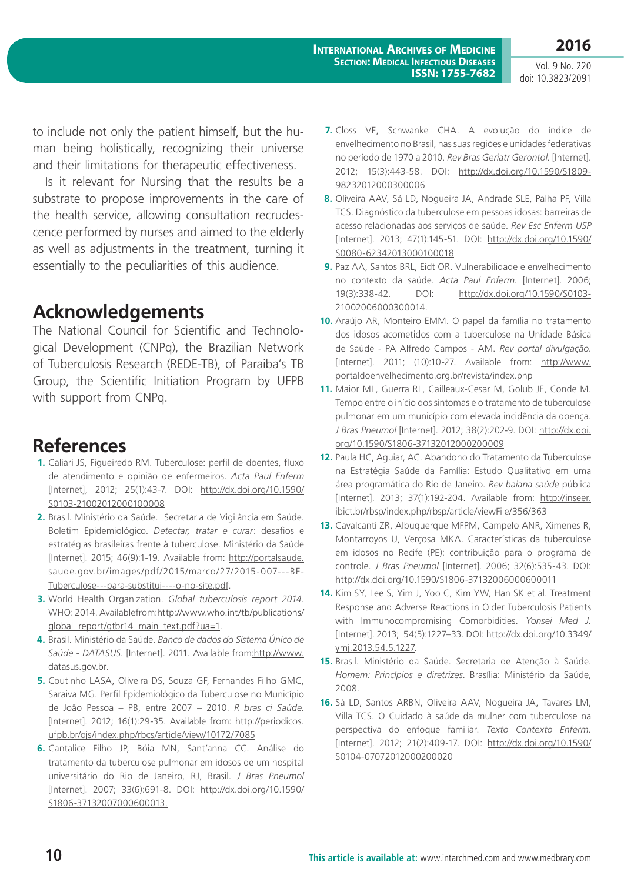to include not only the patient himself, but the human being holistically, recognizing their universe and their limitations for therapeutic effectiveness.

Is it relevant for Nursing that the results be a substrate to propose improvements in the care of the health service, allowing consultation recrudescence performed by nurses and aimed to the elderly as well as adjustments in the treatment, turning it essentially to the peculiarities of this audience.

## Acknowledgements

The National Council for Scientific and Technological Development (CNPq), the Brazilian Network of Tuberculosis Research (REDE-TB), of Paraiba's TB Group, the Scientific Initiation Program by UFPB with support from CNPq.

## References

1. Caliari JS, Figueiredo RM. Tuberculose: perfil de doentes, fluxo de atendimento e opinião de enfermeiros. *Acta Paul Enferm* [Internet], 2012; 25(1):43-7. DOI: http://dx.doi.org/10.1590/S0103-21002012000100008
2. Brasil. Ministério da Saúde. Secretaria de Vigilância em Saúde. Boletim Epidemiológico. *Detectar, tratar e curar*: desafios e estratégias brasileiras frente à tuberculose. Ministério da Saúde [Internet]. 2015; 46(9):1-19. Available from: http://portalsaude.saude.gov.br/images/pdf/2015/marco/27/2015-007---BE-Tuberculose---para-substitui----o-no-site.pdf.
3. World Health Organization. *Global tuberculosis report 2014*. WHO: 2014. Availablefrom:http://www.who.int/tb/publications/global_report/gtbr14_main_text.pdf?ua=1.
4. Brasil. Ministério da Saúde. *Banco de dados do Sistema Único de Saúde - DATASUS*. [Internet]. 2011. Available from:http://www.datasus.gov.br.
5. Coutinho LASA, Oliveira DS, Souza GF, Fernandes Filho GMC, Saraiva MG. Perfil Epidemiológico da Tuberculose no Município de João Pessoa – PB, entre 2007 – 2010. *R bras ci Saúde*. [Internet]. 2012; 16(1):29-35. Available from: http://periodicos.ufpb.br/ojs/index.php/rbcs/article/view/10172/7085
6. Cantalice Filho JP, Bóia MN, Sant'anna CC. Análise do tratamento da tuberculose pulmonar em idosos de um hospital universitário do Rio de Janeiro, RJ, Brasil. *J Bras Pneumol* [Internet]. 2007; 33(6):691-8. DOI: http://dx.doi.org/10.1590/S1806-37132007000600013.
7. Closs VE, Schwanke CHA. A evolução do índice de envelhecimento no Brasil, nas suas regiões e unidades federativas no período de 1970 a 2010. *Rev Bras Geriatr Gerontol.* [Internet]. 2012; 15(3):443-58. DOI: http://dx.doi.org/10.1590/S1809-98232012000300006
8. Oliveira AAV, Sá LD, Nogueira JA, Andrade SLE, Palha PF, Villa TCS. Diagnóstico da tuberculose em pessoas idosas: barreiras de acesso relacionadas aos serviços de saúde. *Rev Esc Enferm USP* [Internet]. 2013; 47(1):145-51. DOI: http://dx.doi.org/10.1590/S0080-62342013000100018
9. Paz AA, Santos BRL, Eidt OR. Vulnerabilidade e envelhecimento no contexto da saúde. *Acta Paul Enferm.* [Internet]. 2006; 19(3):338-42. DOI: http://dx.doi.org/10.1590/S0103-21002006000300014.
10. Araújo AR, Monteiro EMM. O papel da família no tratamento dos idosos acometidos com a tuberculose na Unidade Básica de Saúde - PA Alfredo Campos - AM. *Rev portal divulgação.* [Internet]. 2011; (10):10-27. Available from: http://www.portaldoenvelhecimento.org.br/revista/index.php
11. Maior ML, Guerra RL, Cailleaux-Cesar M, Golub JE, Conde M. Tempo entre o início dos sintomas e o tratamento de tuberculose pulmonar em um município com elevada incidência da doença. *J Bras Pneumol* [Internet]. 2012; 38(2):202-9. DOI: http://dx.doi.org/10.1590/S1806-37132012000200009
12. Paula HC, Aguiar, AC. Abandono do Tratamento da Tuberculose na Estratégia Saúde da Família: Estudo Qualitativo em uma área programática do Rio de Janeiro. *Rev baiana saúde* pública [Internet]. 2013; 37(1):192-204. Available from: http://inseer.ibict.br/rbsp/index.php/rbsp/article/viewFile/356/363
13. Cavalcanti ZR, Albuquerque MFPM, Campelo ANR, Ximenes R, Montarroyos U, Verçosa MKA. Características da tuberculose em idosos no Recife (PE): contribuição para o programa de controle. *J Bras Pneumol* [Internet]. 2006; 32(6):535-43. DOI: http://dx.doi.org/10.1590/S1806-37132006000600011
14. Kim SY, Lee S, Yim J, Yoo C, Kim YW, Han SK et al. Treatment Response and Adverse Reactions in Older Tuberculosis Patients with Immunocompromising Comorbidities. *Yonsei Med J.* [Internet]. 2013; 54(5):1227–33. DOI: http://dx.doi.org/10.3349/ymj.2013.54.5.1227.
15. Brasil. Ministério da Saúde. Secretaria de Atenção à Saúde. *Homem: Princípios e diretrizes*. Brasília: Ministério da Saúde, 2008.
16. Sá LD, Santos ARBN, Oliveira AAV, Nogueira JA, Tavares LM, Villa TCS. O Cuidado à saúde da mulher com tuberculose na perspectiva do enfoque familiar. *Texto Contexto Enferm.* [Internet]. 2012; 21(2):409-17. DOI: http://dx.doi.org/10.1590/S0104-07072012000200020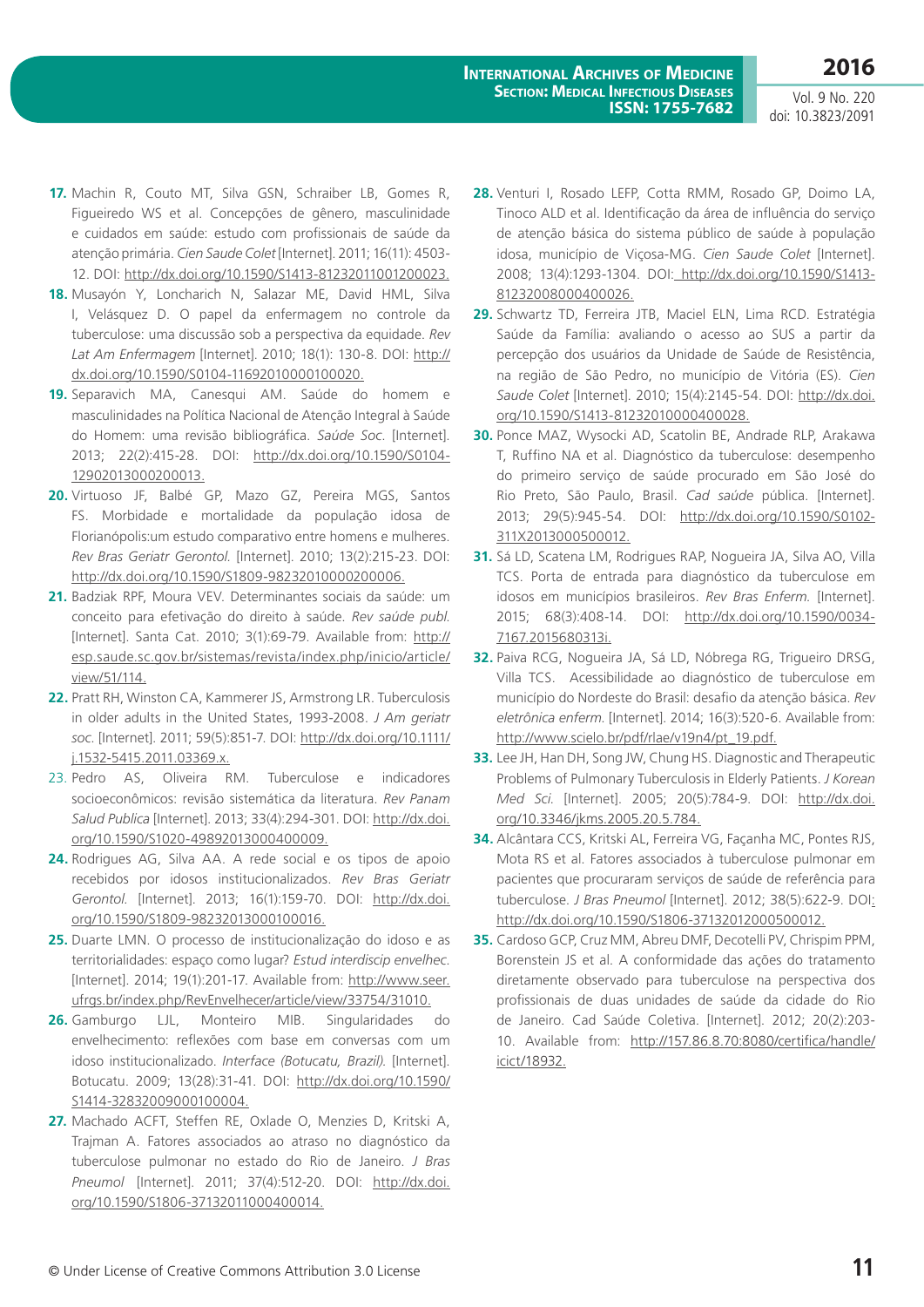**17.** Machin R, Couto MT, Silva GSN, Schraiber LB, Gomes R, Figueiredo WS et al. Concepções de gênero, masculinidade e cuidados em saúde: estudo com profissionais de saúde da atenção primária. *Cien Saude Colet* [Internet]. 2011; 16(11): 4503-12. DOI: http://dx.doi.org/10.1590/S1413-81232011001200023.

**18.** Musayón Y, Loncharich N, Salazar ME, David HML, Silva I, Velásquez D. O papel da enfermagem no controle da tuberculose: uma discussão sob a perspectiva da equidade. *Rev Lat Am Enfermagem* [Internet]. 2010; 18(1): 130-8. DOI: http://dx.doi.org/10.1590/S0104-11692010000100020.

**19.** Separavich MA, Canesqui AM. Saúde do homem e masculinidades na Política Nacional de Atenção Integral à Saúde do Homem: uma revisão bibliográfica. *Saúde Soc.* [Internet]. 2013; 22(2):415-28. DOI: http://dx.doi.org/10.1590/S0104-12902013000200013.

**20.** Virtuoso JF, Balbé GP, Mazo GZ, Pereira MGS, Santos FS. Morbidade e mortalidade da população idosa de Florianópolis:um estudo comparativo entre homens e mulheres. *Rev Bras Geriatr Gerontol.* [Internet]. 2010; 13(2):215-23. DOI: http://dx.doi.org/10.1590/S1809-98232010000200006.

**21.** Badziak RPF, Moura VEV. Determinantes sociais da saúde: um conceito para efetivação do direito à saúde. *Rev saúde publ.* [Internet]. Santa Cat. 2010; 3(1):69-79. Available from: http://esp.saude.sc.gov.br/sistemas/revista/index.php/inicio/article/view/51/114.

**22.** Pratt RH, Winston CA, Kammerer JS, Armstrong LR. Tuberculosis in older adults in the United States, 1993-2008. *J Am geriatr soc.* [Internet]. 2011; 59(5):851-7. DOI: http://dx.doi.org/10.1111/j.1532-5415.2011.03369.x.

23. Pedro AS, Oliveira RM. Tuberculose e indicadores socioeconômicos: revisão sistemática da literatura. *Rev Panam Salud Publica* [Internet]. 2013; 33(4):294-301. DOI: http://dx.doi.org/10.1590/S1020-49892013000400009.

**24.** Rodrigues AG, Silva AA. A rede social e os tipos de apoio recebidos por idosos institucionalizados. *Rev Bras Geriatr Gerontol.* [Internet]. 2013; 16(1):159-70. DOI: http://dx.doi.org/10.1590/S1809-98232013000100016.

**25.** Duarte LMN. O processo de institucionalização do idoso e as territorialidades: espaço como lugar? *Estud interdiscip envelhec.* [Internet]. 2014; 19(1):201-17. Available from: http://www.seer.ufrgs.br/index.php/RevEnvelhecer/article/view/33754/31010.

**26.** Gamburgo LJL, Monteiro MIB. Singularidades do envelhecimento: reflexões com base em conversas com um idoso institucionalizado. *Interface (Botucatu, Brazil).* [Internet]. Botucatu. 2009; 13(28):31-41. DOI: http://dx.doi.org/10.1590/S1414-32832009000100004.

**27.** Machado ACFT, Steffen RE, Oxlade O, Menzies D, Kritski A, Trajman A. Fatores associados ao atraso no diagnóstico da tuberculose pulmonar no estado do Rio de Janeiro. *J Bras Pneumol* [Internet]. 2011; 37(4):512-20. DOI: http://dx.doi.org/10.1590/S1806-37132011000400014.

**28.** Venturi I, Rosado LEFP, Cotta RMM, Rosado GP, Doimo LA, Tinoco ALD et al. Identificação da área de influência do serviço de atenção básica do sistema público de saúde à população idosa, município de Viçosa-MG. *Cien Saude Colet* [Internet]. 2008; 13(4):1293-1304. DOI: http://dx.doi.org/10.1590/S1413-81232008000400026.

**29.** Schwartz TD, Ferreira JTB, Maciel ELN, Lima RCD. Estratégia Saúde da Família: avaliando o acesso ao SUS a partir da percepção dos usuários da Unidade de Saúde de Resistência, na região de São Pedro, no município de Vitória (ES). *Cien Saude Colet* [Internet]. 2010; 15(4):2145-54. DOI: http://dx.doi.org/10.1590/S1413-81232010000400028.

**30.** Ponce MAZ, Wysocki AD, Scatolin BE, Andrade RLP, Arakawa T, Ruffino NA et al. Diagnóstico da tuberculose: desempenho do primeiro serviço de saúde procurado em São José do Rio Preto, São Paulo, Brasil. *Cad saúde* pública. [Internet]. 2013; 29(5):945-54. DOI: http://dx.doi.org/10.1590/S0102-311X2013000500012.

**31.** Sá LD, Scatena LM, Rodrigues RAP, Nogueira JA, Silva AO, Villa TCS. Porta de entrada para diagnóstico da tuberculose em idosos em municípios brasileiros. *Rev Bras Enferm.* [Internet]. 2015; 68(3):408-14. DOI: http://dx.doi.org/10.1590/0034-7167.2015680313i.

**32.** Paiva RCG, Nogueira JA, Sá LD, Nóbrega RG, Trigueiro DRSG, Villa TCS. Acessibilidade ao diagnóstico de tuberculose em município do Nordeste do Brasil: desafio da atenção básica. *Rev eletrônica enferm.* [Internet]. 2014; 16(3):520-6. Available from: http://www.scielo.br/pdf/rlae/v19n4/pt_19.pdf.

**33.** Lee JH, Han DH, Song JW, Chung HS. Diagnostic and Therapeutic Problems of Pulmonary Tuberculosis in Elderly Patients. *J Korean Med Sci.* [Internet]. 2005; 20(5):784-9. DOI: http://dx.doi.org/10.3346/jkms.2005.20.5.784.

**34.** Alcântara CCS, Kritski AL, Ferreira VG, Façanha MC, Pontes RJS, Mota RS et al. Fatores associados à tuberculose pulmonar em pacientes que procuraram serviços de saúde de referência para tuberculose. *J Bras Pneumol* [Internet]. 2012; 38(5):622-9. DOI: http://dx.doi.org/10.1590/S1806-37132012000500012.

**35.** Cardoso GCP, Cruz MM, Abreu DMF, Decotelli PV, Chrispim PPM, Borenstein JS et al. A conformidade das ações do tratamento diretamente observado para tuberculose na perspectiva dos profissionais de duas unidades de saúde da cidade do Rio de Janeiro. Cad Saúde Coletiva. [Internet]. 2012; 20(2):203-10. Available from: http://157.86.8.70:8080/certifica/handle/icict/18932.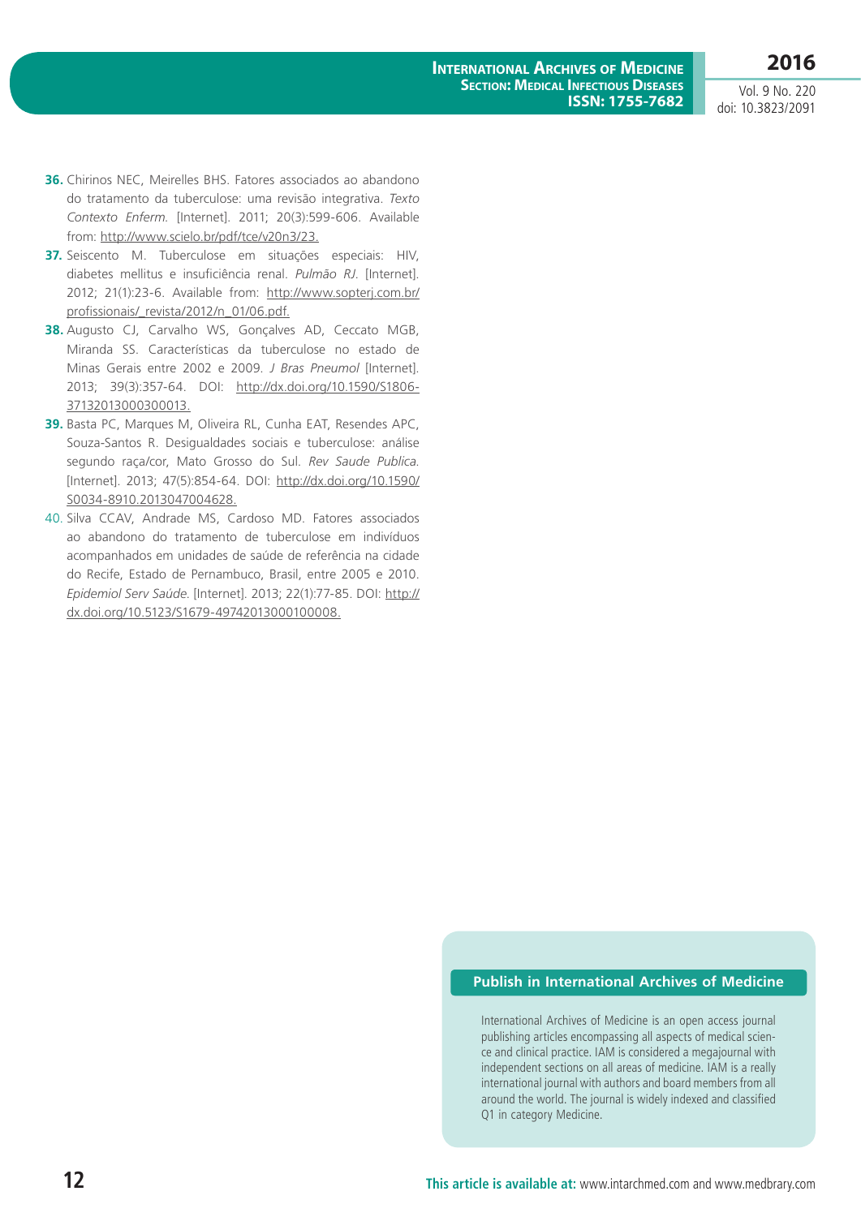36. Chirinos NEC, Meirelles BHS. Fatores associados ao abandono do tratamento da tuberculose: uma revisão integrativa. *Texto Contexto Enferm.* [Internet]. 2011; 20(3):599-606. Available from: http://www.scielo.br/pdf/tce/v20n3/23.

37. Seiscento M. Tuberculose em situações especiais: HIV, diabetes mellitus e insuficiência renal. *Pulmão RJ.* [Internet]. 2012; 21(1):23-6. Available from: http://www.sopterj.com.br/profissionais/_revista/2012/n_01/06.pdf.

38. Augusto CJ, Carvalho WS, Gonçalves AD, Ceccato MGB, Miranda SS. Características da tuberculose no estado de Minas Gerais entre 2002 e 2009. *J Bras Pneumol* [Internet]. 2013; 39(3):357-64. DOI: http://dx.doi.org/10.1590/S1806-37132013000300013.

39. Basta PC, Marques M, Oliveira RL, Cunha EAT, Resendes APC, Souza-Santos R. Desigualdades sociais e tuberculose: análise segundo raça/cor, Mato Grosso do Sul. *Rev Saude Publica.* [Internet]. 2013; 47(5):854-64. DOI: http://dx.doi.org/10.1590/S0034-8910.2013047004628.

40. Silva CCAV, Andrade MS, Cardoso MD. Fatores associados ao abandono do tratamento de tuberculose em indivíduos acompanhados em unidades de saúde de referência na cidade do Recife, Estado de Pernambuco, Brasil, entre 2005 e 2010. *Epidemiol Serv Saúde.* [Internet]. 2013; 22(1):77-85. DOI: http://dx.doi.org/10.5123/S1679-49742013000100008.

**Publish in International Archives of Medicine**

International Archives of Medicine is an open access journal publishing articles encompassing all aspects of medical science and clinical practice. IAM is considered a megajournal with independent sections on all areas of medicine. IAM is a really international journal with authors and board members from all around the world. The journal is widely indexed and classified Q1 in category Medicine.